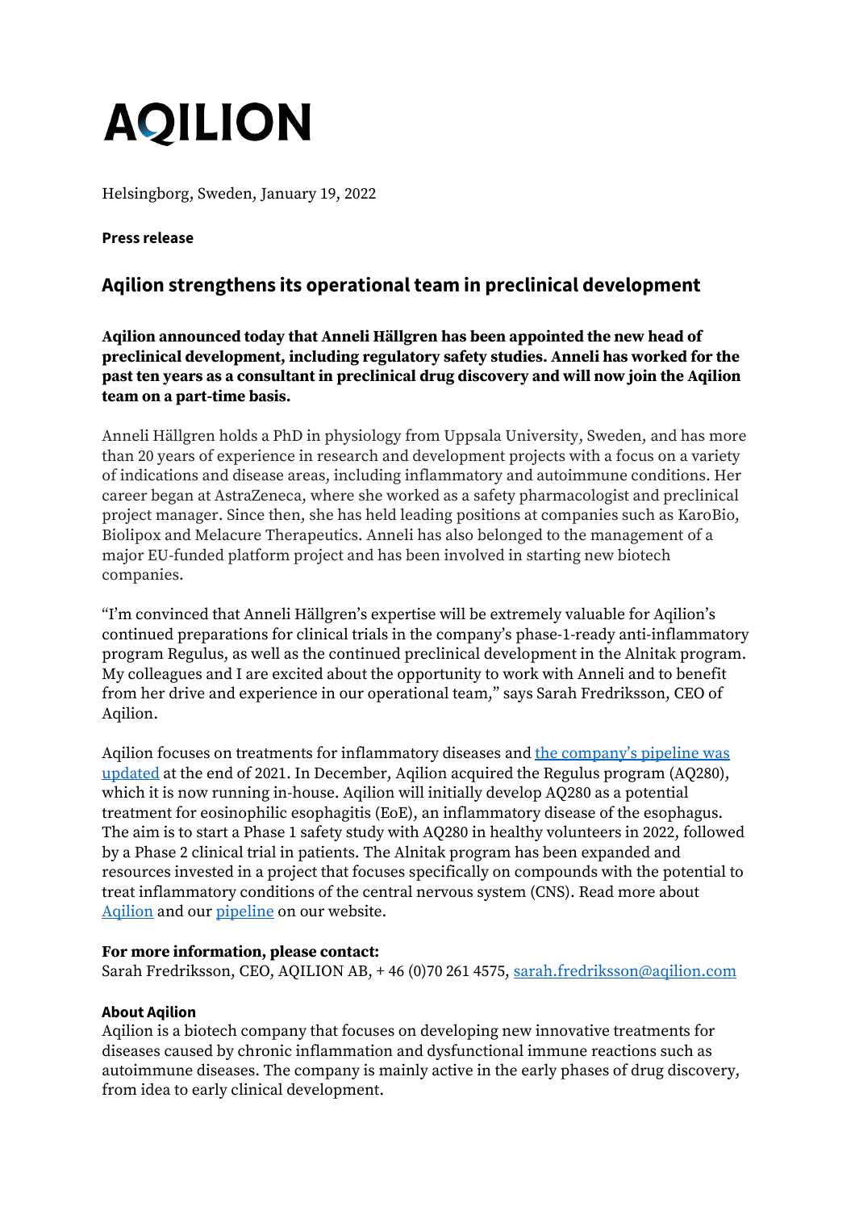# AQILION

Helsingborg, Sweden, January 19, 2022

**Press release**

## Aqilion strengthens its operational team in preclinical development

**Aqilion announced today that Anneli Hällgren has been appointed the new head of preclinical development, including regulatory safety studies. Anneli has worked for the past ten years as a consultant in preclinical drug discovery and will now join the Aqilion team on a part-time basis.**

Anneli Hällgren holds a PhD in physiology from Uppsala University, Sweden, and has more than 20 years of experience in research and development projects with a focus on a variety of indications and disease areas, including inflammatory and autoimmune conditions. Her career began at AstraZeneca, where she worked as a safety pharmacologist and preclinical project manager. Since then, she has held leading positions at companies such as KaroBio, Biolipox and Melacure Therapeutics. Anneli has also belonged to the management of a major EU-funded platform project and has been involved in starting new biotech companies.

"I'm convinced that Anneli Hällgren's expertise will be extremely valuable for Aqilion's continued preparations for clinical trials in the company's phase-1-ready anti-inflammatory program Regulus, as well as the continued preclinical development in the Alnitak program. My colleagues and I are excited about the opportunity to work with Anneli and to benefit from her drive and experience in our operational team," says Sarah Fredriksson, CEO of Aqilion.

Aqilion focuses on treatments for inflammatory diseases and the company's pipeline was updated at the end of 2021. In December, Aqilion acquired the Regulus program (AQ280), which it is now running in-house. Aqilion will initially develop AQ280 as a potential treatment for eosinophilic esophagitis (EoE), an inflammatory disease of the esophagus. The aim is to start a Phase 1 safety study with AQ280 in healthy volunteers in 2022, followed by a Phase 2 clinical trial in patients. The Alnitak program has been expanded and resources invested in a project that focuses specifically on compounds with the potential to treat inflammatory conditions of the central nervous system (CNS). Read more about Aqilion and our pipeline on our website.

**For more information, please contact:**
Sarah Fredriksson, CEO, AQILION AB, + 46 (0)70 261 4575, sarah.fredriksson@aqilion.com

**About Aqilion**
Aqilion is a biotech company that focuses on developing new innovative treatments for diseases caused by chronic inflammation and dysfunctional immune reactions such as autoimmune diseases. The company is mainly active in the early phases of drug discovery, from idea to early clinical development.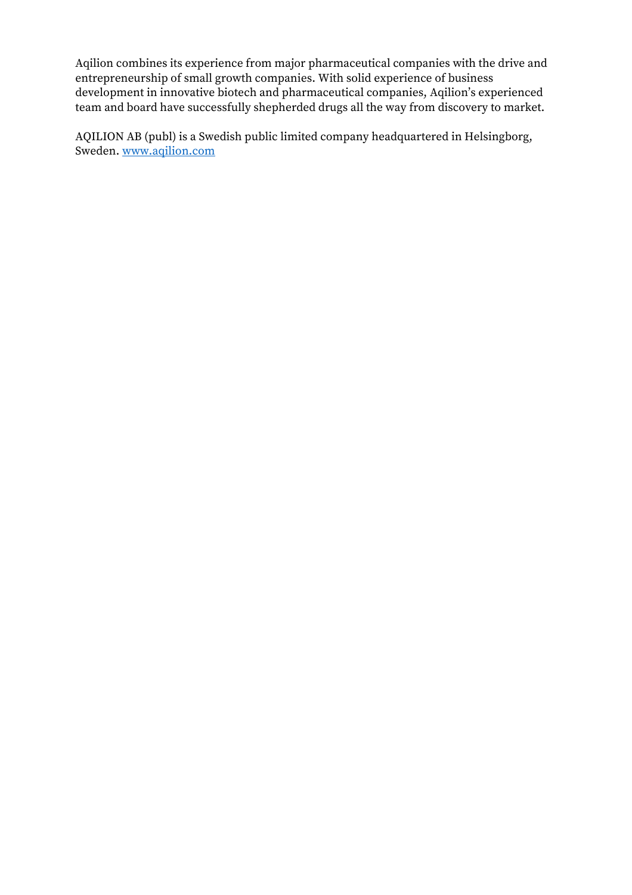Aqilion combines its experience from major pharmaceutical companies with the drive and entrepreneurship of small growth companies. With solid experience of business development in innovative biotech and pharmaceutical companies, Aqilion's experienced team and board have successfully shepherded drugs all the way from discovery to market.

AQILION AB (publ) is a Swedish public limited company headquartered in Helsingborg, Sweden. [www.aqilion.com](http://www.aqilion.com)